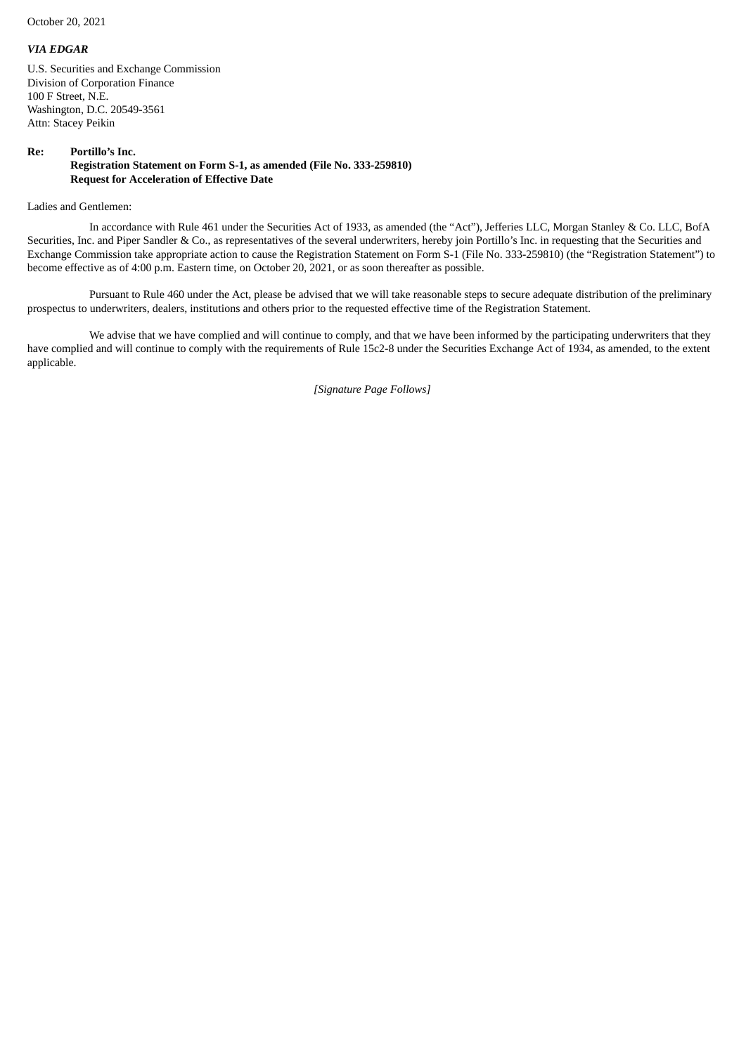October 20, 2021

***VIA EDGAR***

U.S. Securities and Exchange Commission
Division of Corporation Finance
100 F Street, N.E.
Washington, D.C. 20549-3561
Attn: Stacey Peikin

**Re: Portillo's Inc.**
**Registration Statement on Form S-1, as amended (File No. 333-259810)**
**Request for Acceleration of Effective Date**

Ladies and Gentlemen:

In accordance with Rule 461 under the Securities Act of 1933, as amended (the "Act"), Jefferies LLC, Morgan Stanley & Co. LLC, BofA Securities, Inc. and Piper Sandler & Co., as representatives of the several underwriters, hereby join Portillo's Inc. in requesting that the Securities and Exchange Commission take appropriate action to cause the Registration Statement on Form S-1 (File No. 333-259810) (the "Registration Statement") to become effective as of 4:00 p.m. Eastern time, on October 20, 2021, or as soon thereafter as possible.

Pursuant to Rule 460 under the Act, please be advised that we will take reasonable steps to secure adequate distribution of the preliminary prospectus to underwriters, dealers, institutions and others prior to the requested effective time of the Registration Statement.

We advise that we have complied and will continue to comply, and that we have been informed by the participating underwriters that they have complied and will continue to comply with the requirements of Rule 15c2-8 under the Securities Exchange Act of 1934, as amended, to the extent applicable.

*[Signature Page Follows]*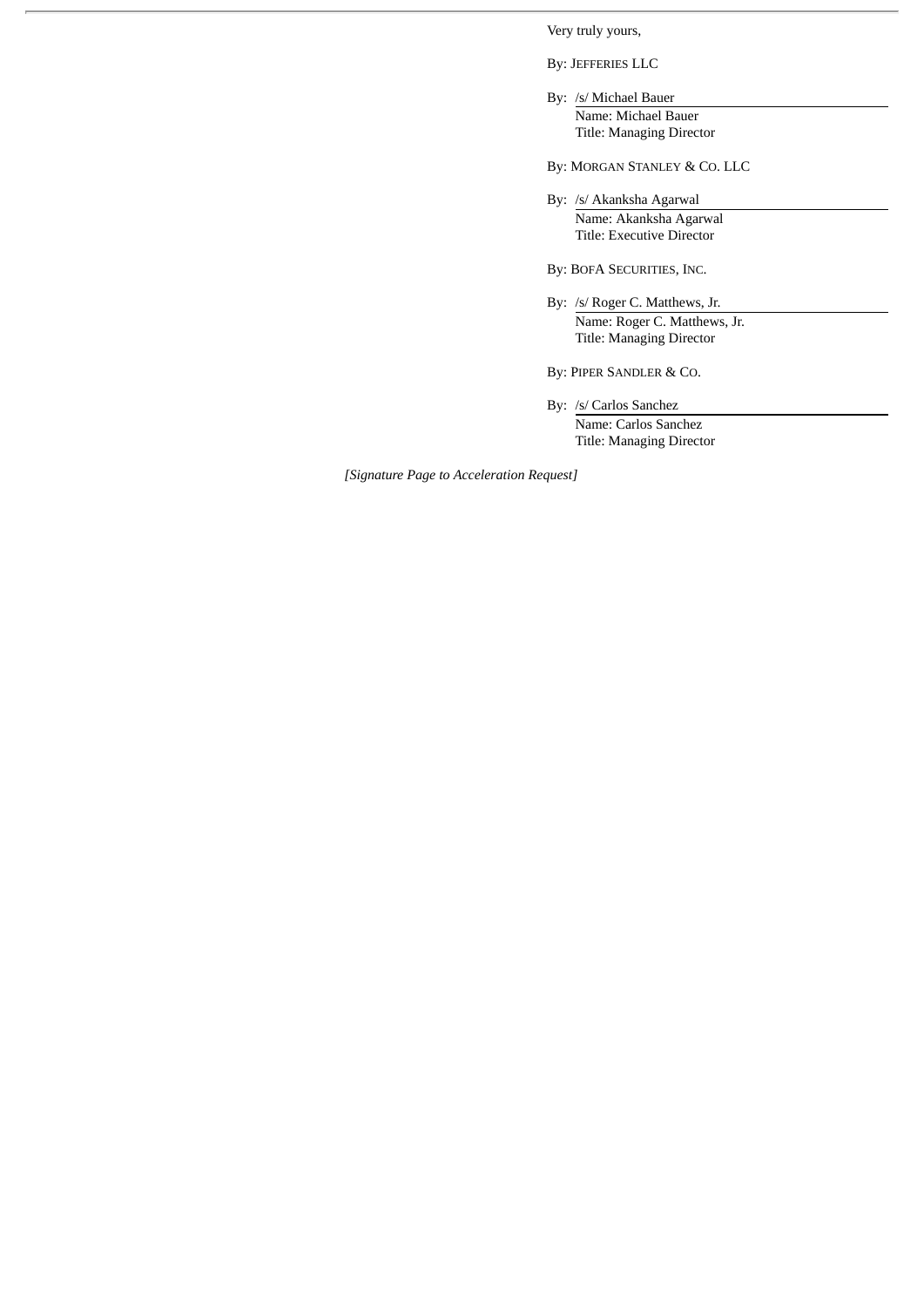Very truly yours,

By: JEFFERIES LLC

By: /s/ Michael Bauer
Name: Michael Bauer
Title: Managing Director

By: MORGAN STANLEY & CO. LLC

By: /s/ Akanksha Agarwal
Name: Akanksha Agarwal
Title: Executive Director

By: BOFA SECURITIES, INC.

By: /s/ Roger C. Matthews, Jr.
Name: Roger C. Matthews, Jr.
Title: Managing Director

By: PIPER SANDLER & CO.

By: /s/ Carlos Sanchez
Name: Carlos Sanchez
Title: Managing Director

*[Signature Page to Acceleration Request]*